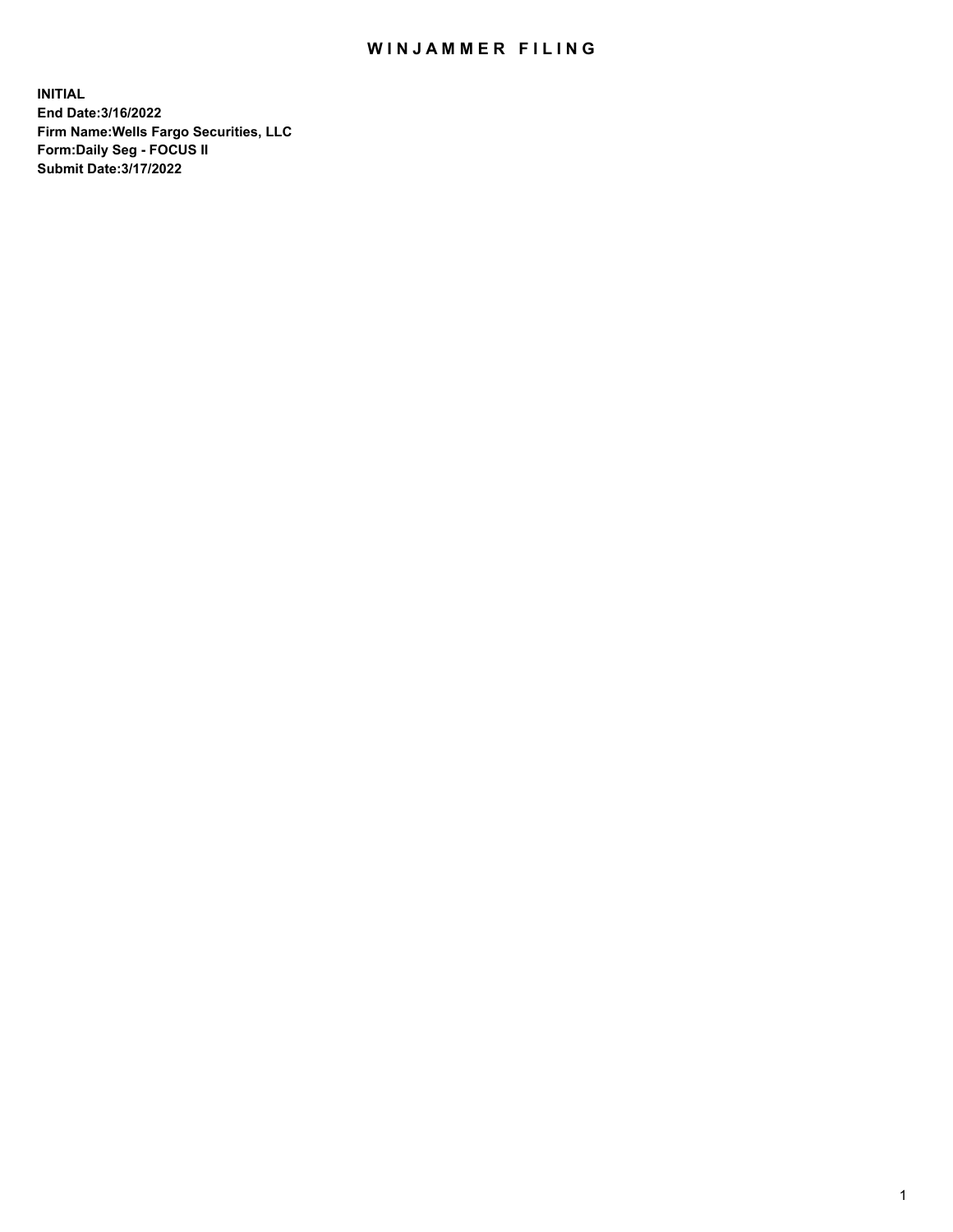# WINJAMMER FILING

**INITIAL**
**End Date:3/16/2022**
**Firm Name:Wells Fargo Securities, LLC**
**Form:Daily Seg - FOCUS II**
**Submit Date:3/17/2022**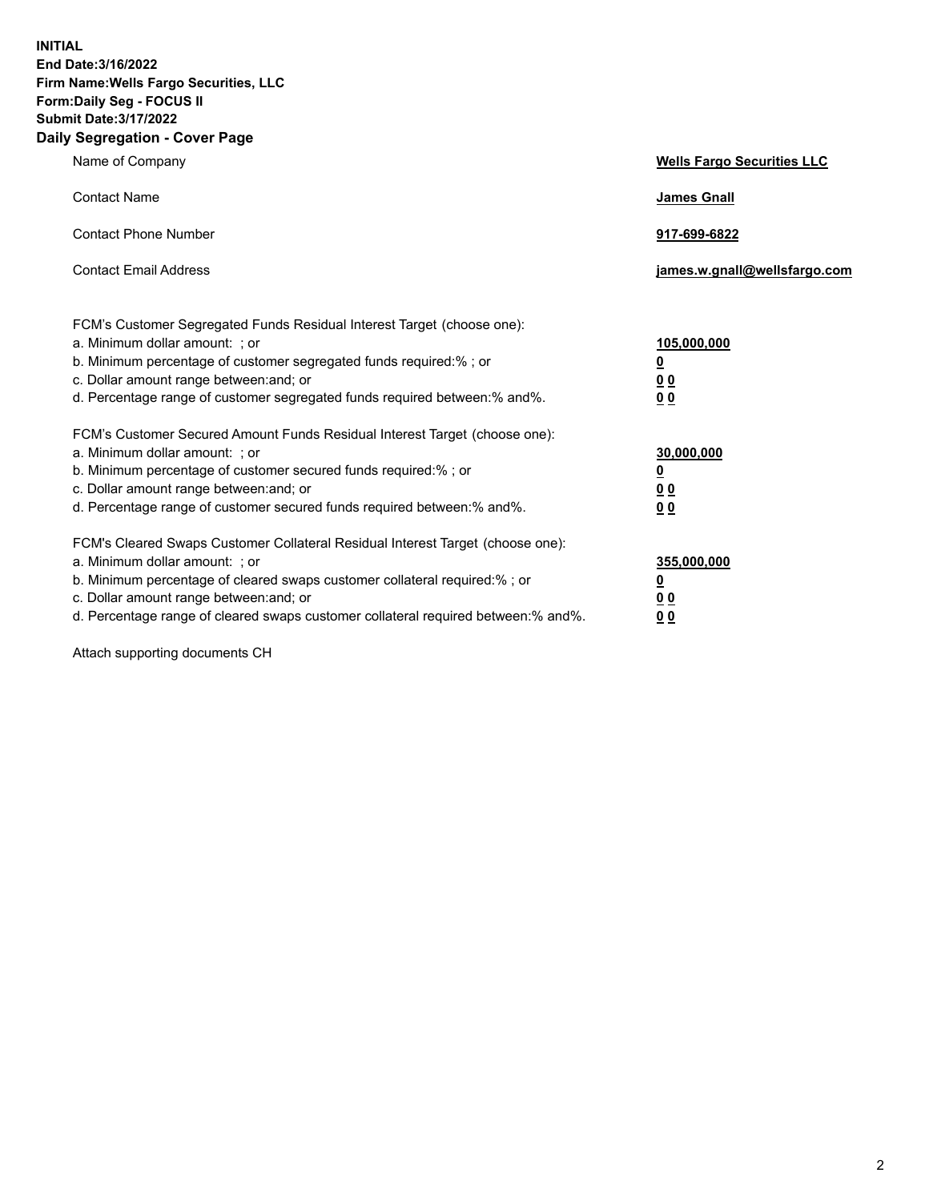**INITIAL**
**End Date:3/16/2022**
**Firm Name:Wells Fargo Securities, LLC**
**Form:Daily Seg - FOCUS II**
**Submit Date:3/17/2022**

## Daily Segregation - Cover Page

| | |
|---|---|
| Name of Company | **Wells Fargo Securities LLC** |
| Contact Name | **James Gnall** |
| Contact Phone Number | **917-699-6822** |
| Contact Email Address | **james.w.gnall@wellsfargo.com** |

| | |
|---|---|
| FCM's Customer Segregated Funds Residual Interest Target (choose one): | |
| a. Minimum dollar amount: ; or | **105,000,000** |
| b. Minimum percentage of customer segregated funds required:% ; or | **0** |
| c. Dollar amount range between:and; or | **0 0** |
| d. Percentage range of customer segregated funds required between:% and%. | **0 0** |
| FCM's Customer Secured Amount Funds Residual Interest Target (choose one): | |
| a. Minimum dollar amount: ; or | **30,000,000** |
| b. Minimum percentage of customer secured funds required:% ; or | **0** |
| c. Dollar amount range between:and; or | **0 0** |
| d. Percentage range of customer secured funds required between:% and%. | **0 0** |
| FCM's Cleared Swaps Customer Collateral Residual Interest Target (choose one): | |
| a. Minimum dollar amount: ; or | **355,000,000** |
| b. Minimum percentage of cleared swaps customer collateral required:% ; or | **0** |
| c. Dollar amount range between:and; or | **0 0** |
| d. Percentage range of cleared swaps customer collateral required between:% and%. | **0 0** |

Attach supporting documents CH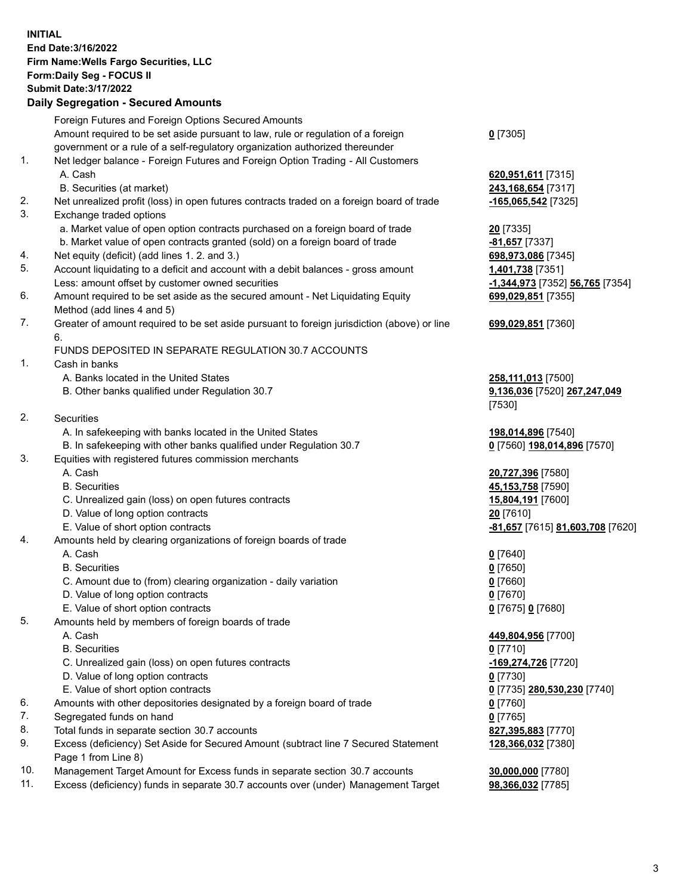**INITIAL**
**End Date:3/16/2022**
**Firm Name:Wells Fargo Securities, LLC**
**Form:Daily Seg - FOCUS II**
**Submit Date:3/17/2022**

## Daily Segregation - Secured Amounts

| | | |
|---|---|---|
| | Foreign Futures and Foreign Options Secured Amounts | |
| | Amount required to be set aside pursuant to law, rule or regulation of a foreign government or a rule of a self-regulatory organization authorized thereunder | **0** [7305] |
| 1. | Net ledger balance - Foreign Futures and Foreign Option Trading - All Customers | |
| | A. Cash | **620,951,611** [7315] |
| | B. Securities (at market) | **243,168,654** [7317] |
| 2. | Net unrealized profit (loss) in open futures contracts traded on a foreign board of trade | **-165,065,542** [7325] |
| 3. | Exchange traded options | |
| | a. Market value of open option contracts purchased on a foreign board of trade | **20** [7335] |
| | b. Market value of open contracts granted (sold) on a foreign board of trade | **-81,657** [7337] |
| 4. | Net equity (deficit) (add lines 1. 2. and 3.) | **698,973,086** [7345] |
| 5. | Account liquidating to a deficit and account with a debit balances - gross amount | **1,401,738** [7351] |
| | Less: amount offset by customer owned securities | **-1,344,973** [7352] **56,765** [7354] |
| 6. | Amount required to be set aside as the secured amount - Net Liquidating Equity Method (add lines 4 and 5) | **699,029,851** [7355] |
| 7. | Greater of amount required to be set aside pursuant to foreign jurisdiction (above) or line 6. | **699,029,851** [7360] |
| | FUNDS DEPOSITED IN SEPARATE REGULATION 30.7 ACCOUNTS | |
| 1. | Cash in banks | |
| | A. Banks located in the United States | **258,111,013** [7500] |
| | B. Other banks qualified under Regulation 30.7 | **9,136,036** [7520] **267,247,049** [7530] |
| 2. | Securities | |
| | A. In safekeeping with banks located in the United States | **198,014,896** [7540] |
| | B. In safekeeping with other banks qualified under Regulation 30.7 | **0** [7560] **198,014,896** [7570] |
| 3. | Equities with registered futures commission merchants | |
| | A. Cash | **20,727,396** [7580] |
| | B. Securities | **45,153,758** [7590] |
| | C. Unrealized gain (loss) on open futures contracts | **15,804,191** [7600] |
| | D. Value of long option contracts | **20** [7610] |
| | E. Value of short option contracts | **-81,657** [7615] **81,603,708** [7620] |
| 4. | Amounts held by clearing organizations of foreign boards of trade | |
| | A. Cash | **0** [7640] |
| | B. Securities | **0** [7650] |
| | C. Amount due to (from) clearing organization - daily variation | **0** [7660] |
| | D. Value of long option contracts | **0** [7670] |
| | E. Value of short option contracts | **0** [7675] **0** [7680] |
| 5. | Amounts held by members of foreign boards of trade | |
| | A. Cash | **449,804,956** [7700] |
| | B. Securities | **0** [7710] |
| | C. Unrealized gain (loss) on open futures contracts | **-169,274,726** [7720] |
| | D. Value of long option contracts | **0** [7730] |
| | E. Value of short option contracts | **0** [7735] **280,530,230** [7740] |
| 6. | Amounts with other depositories designated by a foreign board of trade | **0** [7760] |
| 7. | Segregated funds on hand | **0** [7765] |
| 8. | Total funds in separate section 30.7 accounts | **827,395,883** [7770] |
| 9. | Excess (deficiency) Set Aside for Secured Amount (subtract line 7 Secured Statement Page 1 from Line 8) | **128,366,032** [7380] |
| 10. | Management Target Amount for Excess funds in separate section 30.7 accounts | **30,000,000** [7780] |
| 11. | Excess (deficiency) funds in separate 30.7 accounts over (under) Management Target | **98,366,032** [7785] |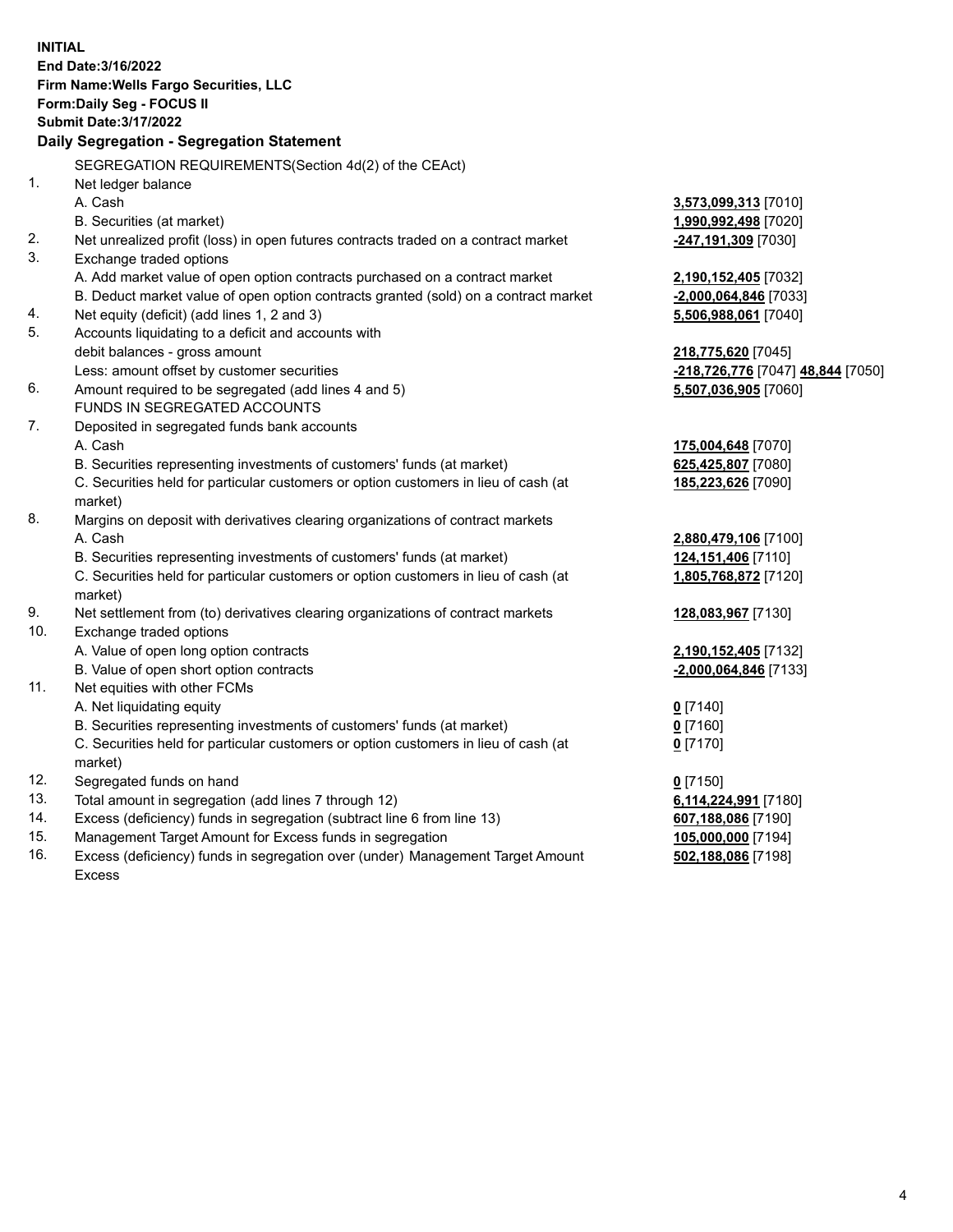**INITIAL**
**End Date:3/16/2022**
**Firm Name:Wells Fargo Securities, LLC**
**Form:Daily Seg - FOCUS II**
**Submit Date:3/17/2022**

## Daily Segregation - Segregation Statement

SEGREGATION REQUIREMENTS(Section 4d(2) of the CEAct)

| | | |
|---|---|---|
| 1. | Net ledger balance | |
| | A. Cash | **3,573,099,313** [7010] |
| | B. Securities (at market) | **1,990,992,498** [7020] |
| 2. | Net unrealized profit (loss) in open futures contracts traded on a contract market | **-247,191,309** [7030] |
| 3. | Exchange traded options | |
| | A. Add market value of open option contracts purchased on a contract market | **2,190,152,405** [7032] |
| | B. Deduct market value of open option contracts granted (sold) on a contract market | **-2,000,064,846** [7033] |
| 4. | Net equity (deficit) (add lines 1, 2 and 3) | **5,506,988,061** [7040] |
| 5. | Accounts liquidating to a deficit and accounts with | |
| | debit balances - gross amount | **218,775,620** [7045] |
| | Less: amount offset by customer securities | **-218,726,776** [7047] **48,844** [7050] |
| 6. | Amount required to be segregated (add lines 4 and 5) | **5,507,036,905** [7060] |
| | FUNDS IN SEGREGATED ACCOUNTS | |
| 7. | Deposited in segregated funds bank accounts | |
| | A. Cash | **175,004,648** [7070] |
| | B. Securities representing investments of customers' funds (at market) | **625,425,807** [7080] |
| | C. Securities held for particular customers or option customers in lieu of cash (at market) | **185,223,626** [7090] |
| 8. | Margins on deposit with derivatives clearing organizations of contract markets | |
| | A. Cash | **2,880,479,106** [7100] |
| | B. Securities representing investments of customers' funds (at market) | **124,151,406** [7110] |
| | C. Securities held for particular customers or option customers in lieu of cash (at market) | **1,805,768,872** [7120] |
| 9. | Net settlement from (to) derivatives clearing organizations of contract markets | **128,083,967** [7130] |
| 10. | Exchange traded options | |
| | A. Value of open long option contracts | **2,190,152,405** [7132] |
| | B. Value of open short option contracts | **-2,000,064,846** [7133] |
| 11. | Net equities with other FCMs | |
| | A. Net liquidating equity | **0** [7140] |
| | B. Securities representing investments of customers' funds (at market) | **0** [7160] |
| | C. Securities held for particular customers or option customers in lieu of cash (at market) | **0** [7170] |
| 12. | Segregated funds on hand | **0** [7150] |
| 13. | Total amount in segregation (add lines 7 through 12) | **6,114,224,991** [7180] |
| 14. | Excess (deficiency) funds in segregation (subtract line 6 from line 13) | **607,188,086** [7190] |
| 15. | Management Target Amount for Excess funds in segregation | **105,000,000** [7194] |
| 16. | Excess (deficiency) funds in segregation over (under) Management Target Amount Excess | **502,188,086** [7198] |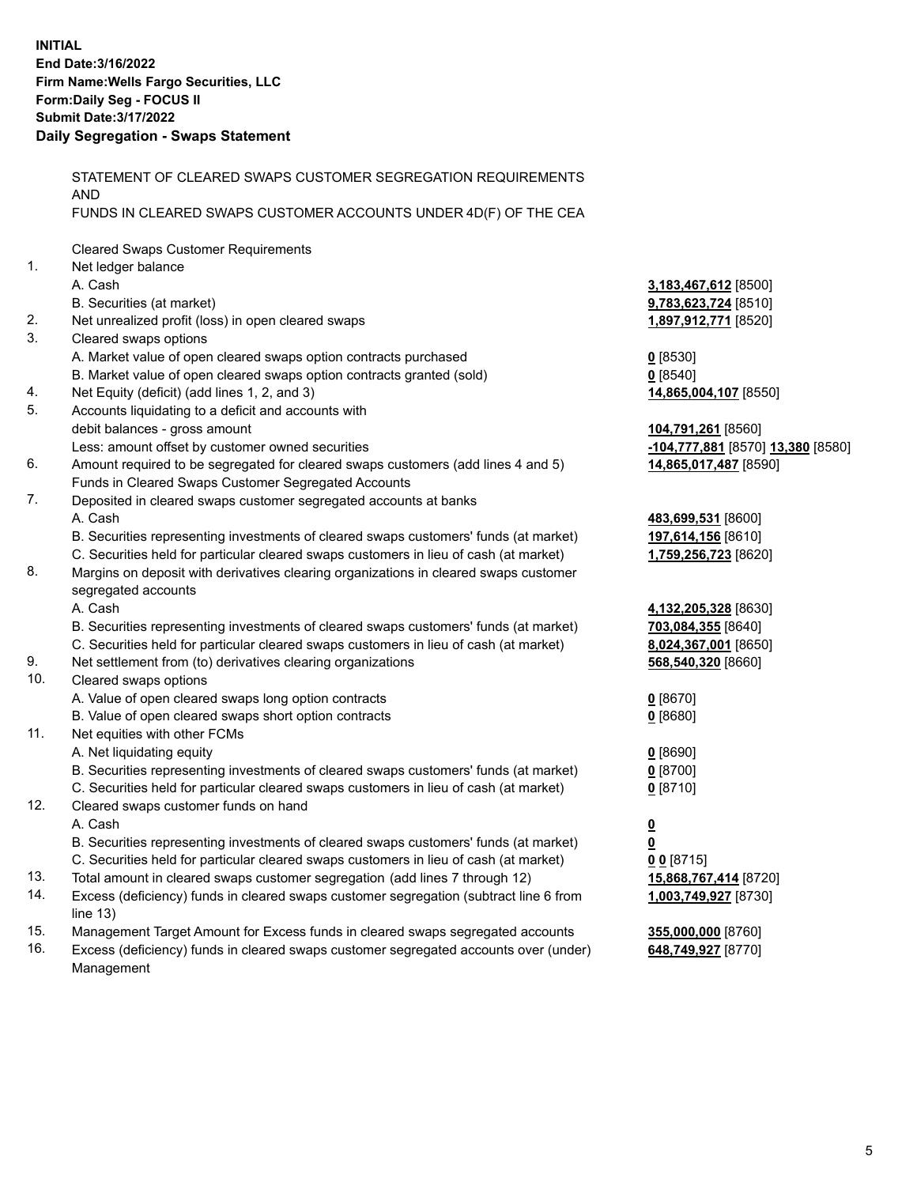**INITIAL**
**End Date:3/16/2022**
**Firm Name:Wells Fargo Securities, LLC**
**Form:Daily Seg - FOCUS II**
**Submit Date:3/17/2022**
**Daily Segregation - Swaps Statement**

STATEMENT OF CLEARED SWAPS CUSTOMER SEGREGATION REQUIREMENTS AND
FUNDS IN CLEARED SWAPS CUSTOMER ACCOUNTS UNDER 4D(F) OF THE CEA

| | | |
|---|---|---|
| | Cleared Swaps Customer Requirements | |
| 1. | Net ledger balance | |
| | A. Cash | **3,183,467,612** [8500] |
| | B. Securities (at market) | **9,783,623,724** [8510] |
| 2. | Net unrealized profit (loss) in open cleared swaps | **1,897,912,771** [8520] |
| 3. | Cleared swaps options | |
| | A. Market value of open cleared swaps option contracts purchased | **0** [8530] |
| | B. Market value of open cleared swaps option contracts granted (sold) | **0** [8540] |
| 4. | Net Equity (deficit) (add lines 1, 2, and 3) | **14,865,004,107** [8550] |
| 5. | Accounts liquidating to a deficit and accounts with debit balances - gross amount | **104,791,261** [8560] |
| | Less: amount offset by customer owned securities | **-104,777,881** [8570] **13,380** [8580] |
| 6. | Amount required to be segregated for cleared swaps customers (add lines 4 and 5) | **14,865,017,487** [8590] |
| | Funds in Cleared Swaps Customer Segregated Accounts | |
| 7. | Deposited in cleared swaps customer segregated accounts at banks | |
| | A. Cash | **483,699,531** [8600] |
| | B. Securities representing investments of cleared swaps customers' funds (at market) | **197,614,156** [8610] |
| | C. Securities held for particular cleared swaps customers in lieu of cash (at market) | **1,759,256,723** [8620] |
| 8. | Margins on deposit with derivatives clearing organizations in cleared swaps customer segregated accounts | |
| | A. Cash | **4,132,205,328** [8630] |
| | B. Securities representing investments of cleared swaps customers' funds (at market) | **703,084,355** [8640] |
| | C. Securities held for particular cleared swaps customers in lieu of cash (at market) | **8,024,367,001** [8650] |
| 9. | Net settlement from (to) derivatives clearing organizations | **568,540,320** [8660] |
| 10. | Cleared swaps options | |
| | A. Value of open cleared swaps long option contracts | **0** [8670] |
| | B. Value of open cleared swaps short option contracts | **0** [8680] |
| 11. | Net equities with other FCMs | |
| | A. Net liquidating equity | **0** [8690] |
| | B. Securities representing investments of cleared swaps customers' funds (at market) | **0** [8700] |
| | C. Securities held for particular cleared swaps customers in lieu of cash (at market) | **0** [8710] |
| 12. | Cleared swaps customer funds on hand | |
| | A. Cash | **0** |
| | B. Securities representing investments of cleared swaps customers' funds (at market) | **0** |
| | C. Securities held for particular cleared swaps customers in lieu of cash (at market) | **0** **0** [8715] |
| 13. | Total amount in cleared swaps customer segregation (add lines 7 through 12) | **15,868,767,414** [8720] |
| 14. | Excess (deficiency) funds in cleared swaps customer segregation (subtract line 6 from line 13) | **1,003,749,927** [8730] |
| 15. | Management Target Amount for Excess funds in cleared swaps segregated accounts | **355,000,000** [8760] |
| 16. | Excess (deficiency) funds in cleared swaps customer segregated accounts over (under) Management | **648,749,927** [8770] |